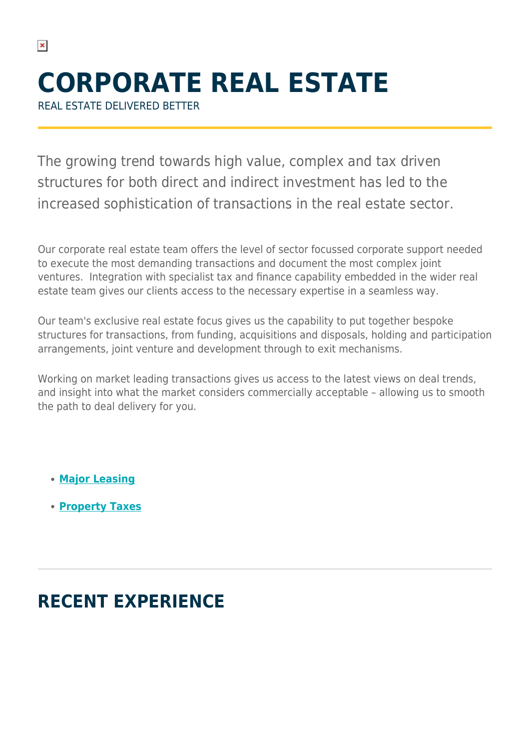# CORPORATE REAL ESTATE

REAL ESTATE DELIVERED BETTER

The growing trend towards high value, complex and tax driven structures for both direct and indirect investment has led to the increased sophistication of transactions in the real estate sector.

Our corporate real estate team offers the level of sector focussed corporate support needed to execute the most demanding transactions and document the most complex joint ventures. Integration with specialist tax and finance capability embedded in the wider real estate team gives our clients access to the necessary expertise in a seamless way.

Our team's exclusive real estate focus gives us the capability to put together bespoke structures for transactions, from funding, acquisitions and disposals, holding and participation arrangements, joint venture and development through to exit mechanisms.

Working on market leading transactions gives us access to the latest views on deal trends, and insight into what the market considers commercially acceptable – allowing us to smooth the path to deal delivery for you.

- **Major Leasing**
- **Property Taxes**

## RECENT EXPERIENCE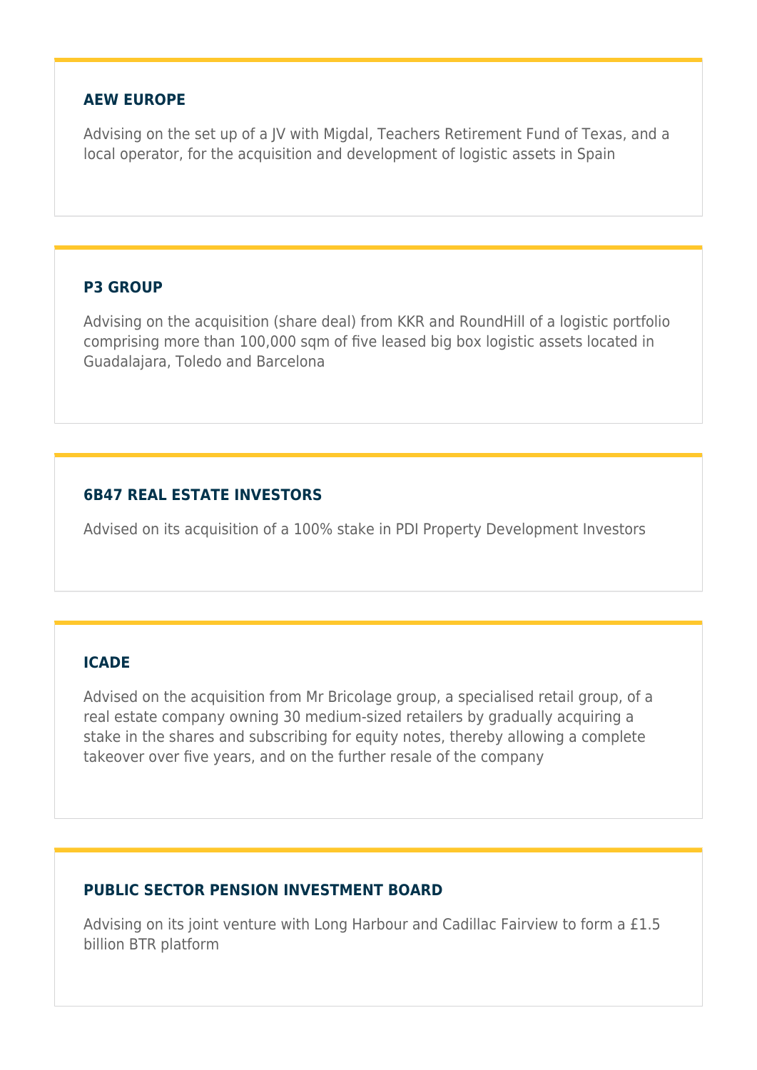### AEW EUROPE

Advising on the set up of a JV with Migdal, Teachers Retirement Fund of Texas, and a local operator, for the acquisition and development of logistic assets in Spain

### P3 GROUP

Advising on the acquisition (share deal) from KKR and RoundHill of a logistic portfolio comprising more than 100,000 sqm of five leased big box logistic assets located in Guadalajara, Toledo and Barcelona

### 6B47 REAL ESTATE INVESTORS

Advised on its acquisition of a 100% stake in PDI Property Development Investors

### ICADE

Advised on the acquisition from Mr Bricolage group, a specialised retail group, of a real estate company owning 30 medium-sized retailers by gradually acquiring a stake in the shares and subscribing for equity notes, thereby allowing a complete takeover over five years, and on the further resale of the company

### PUBLIC SECTOR PENSION INVESTMENT BOARD

Advising on its joint venture with Long Harbour and Cadillac Fairview to form a £1.5 billion BTR platform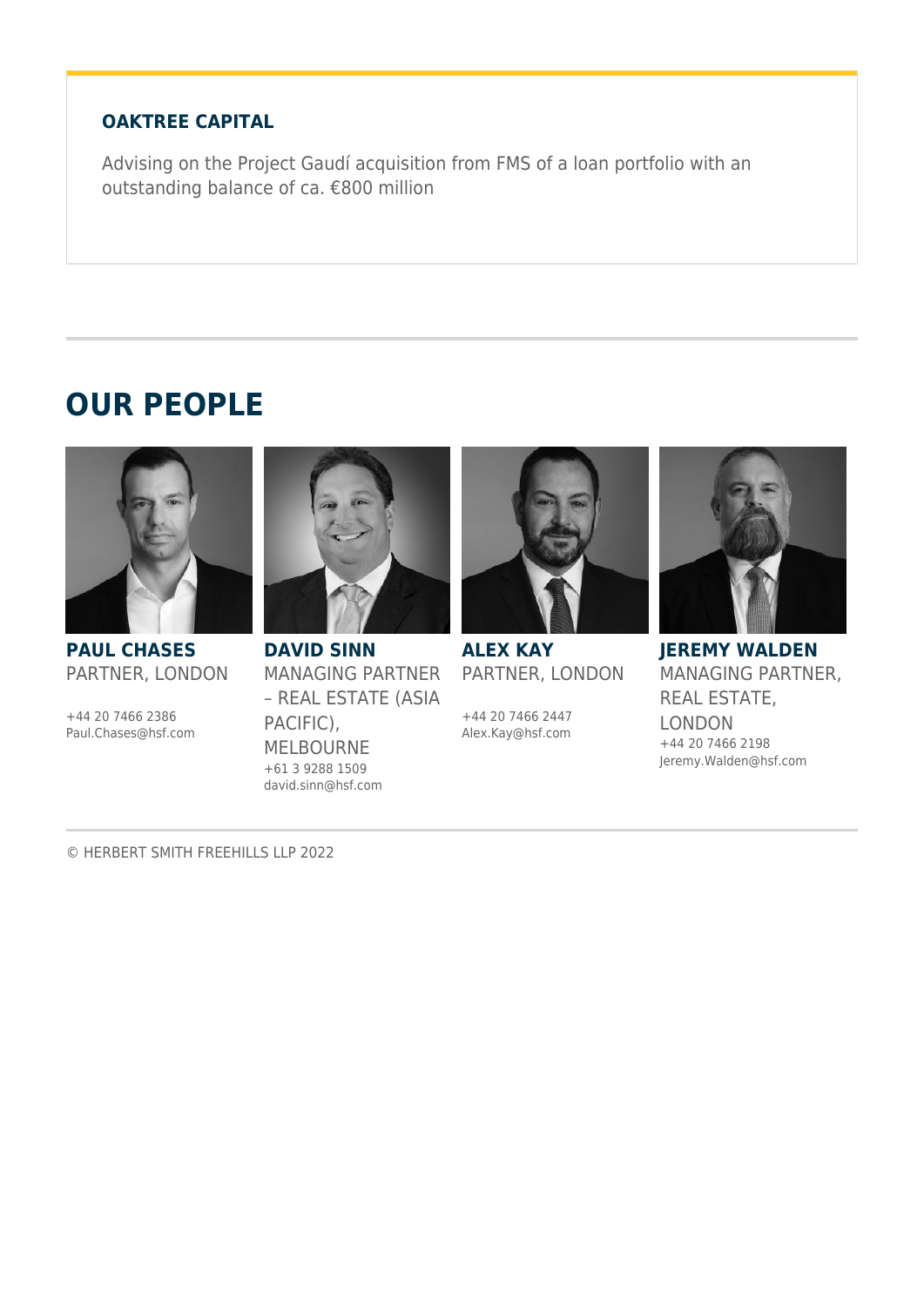**OAKTREE CAPITAL**

Advising on the Project Gaudí acquisition from FMS of a loan portfolio with an outstanding balance of ca. €800 million

## OUR PEOPLE

**PAUL CHASES**
PARTNER, LONDON

+44 20 7466 2386
Paul.Chases@hsf.com

**DAVID SINN**
MANAGING PARTNER – REAL ESTATE (ASIA PACIFIC), MELBOURNE
+61 3 9288 1509
david.sinn@hsf.com

**ALEX KAY**
PARTNER, LONDON

+44 20 7466 2447
Alex.Kay@hsf.com

**JEREMY WALDEN**
MANAGING PARTNER, REAL ESTATE, LONDON
+44 20 7466 2198
Jeremy.Walden@hsf.com

© HERBERT SMITH FREEHILLS LLP 2022